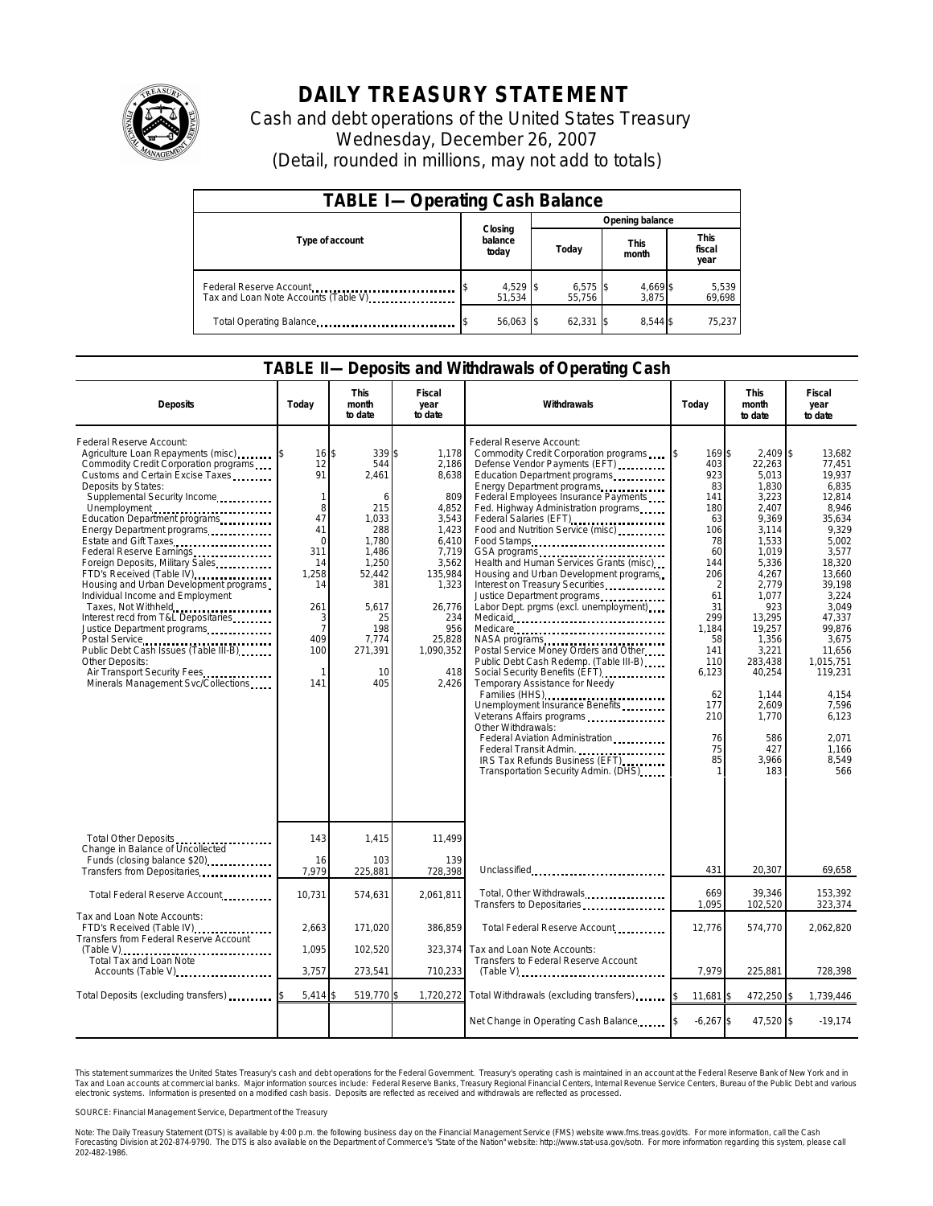# DAILY TREASURY STATEMENT

Cash and debt operations of the United States Treasury
Wednesday, December 26, 2007
(Detail, rounded in millions, may not add to totals)

| TABLE I— Operating Cash Balance | | | | |
|---|---|---|---|---|
| Type of account | Closing balance today | Opening balance Today | This month | This fiscal year |
| Federal Reserve Account | $ 4,529 | $ 6,575 | $ 4,669 | $ 5,539 |
| Tax and Loan Note Accounts (Table V) | 51,534 | 55,756 | 3,875 | 69,698 |
| Total Operating Balance | $ 56,063 | $ 62,331 | $ 8,544 | $ 75,237 |

## TABLE II— Deposits and Withdrawals of Operating Cash

| Deposits | Today | This month to date | Fiscal year to date | Withdrawals | Today | This month to date | Fiscal year to date |
|---|---|---|---|---|---|---|---|
| Federal Reserve Account: | | | | Federal Reserve Account: | | | |
| Agriculture Loan Repayments (misc) | $ 16 | $ 339 | $ 1,178 | Commodity Credit Corporation programs | $ 169 | $ 2,409 | $ 13,682 |
| Commodity Credit Corporation programs | 12 | 544 | 2,186 | Defense Vendor Payments (EFT) | 403 | 22,263 | 77,451 |
| Customs and Certain Excise Taxes | 91 | 2,461 | 8,638 | Education Department programs | 923 | 5,013 | 19,937 |
| Deposits by States: | | | | Energy Department programs | 83 | 1,830 | 6,835 |
| Supplemental Security Income | 1 | 6 | 809 | Federal Employees Insurance Payments | 141 | 3,223 | 12,814 |
| Unemployment | 8 | 215 | 4,852 | Fed. Highway Administration programs | 180 | 2,407 | 8,946 |
| Education Department programs | 47 | 1,033 | 3,543 | Federal Salaries (EFT) | 63 | 9,369 | 35,634 |
| Energy Department programs | 41 | 288 | 1,423 | Food and Nutrition Service (misc) | 106 | 3,114 | 9,329 |
| Estate and Gift Taxes | 0 | 1,780 | 6,410 | Food Stamps | 78 | 1,533 | 5,002 |
| Federal Reserve Earnings | 311 | 1,486 | 7,719 | GSA programs | 60 | 1,019 | 3,577 |
| Foreign Deposits, Military Sales | 14 | 1,250 | 3,562 | Health and Human Services Grants (misc) | 144 | 5,336 | 18,320 |
| FTD's Received (Table IV) | 1,258 | 52,442 | 135,984 | Housing and Urban Development programs | 206 | 4,267 | 13,660 |
| Housing and Urban Development programs | 14 | 381 | 1,323 | Interest on Treasury Securities | 2 | 2,779 | 39,198 |
| Individual Income and Employment | | | | Justice Department programs | 61 | 1,077 | 3,224 |
| Taxes, Not Withheld | 261 | 5,617 | 26,776 | Labor Dept. prgms (excl. unemployment) | 31 | 923 | 3,049 |
| Interest recd from T&L Depositaries | 3 | 25 | 234 | Medicaid | 299 | 13,295 | 47,337 |
| Justice Department programs | 7 | 198 | 956 | Medicare | 1,184 | 19,257 | 99,876 |
| Postal Service | 409 | 7,774 | 25,828 | NASA programs | 58 | 1,356 | 3,675 |
| Public Debt Cash Issues (Table III-B) | 100 | 271,391 | 1,090,352 | Postal Service Money Orders and Other | 141 | 3,221 | 11,656 |
| Other Deposits: | | | | Public Debt Cash Redemp. (Table III-B) | 110 | 283,438 | 1,015,751 |
| Air Transport Security Fees | 1 | 10 | 418 | Social Security Benefits (EFT) | 6,123 | 40,254 | 119,231 |
| Minerals Management Svc/Collections | 141 | 405 | 2,426 | Temporary Assistance for Needy | | | |
| | | | | Families (HHS) | 62 | 1,144 | 4,154 |
| | | | | Unemployment Insurance Benefits | 177 | 2,609 | 7,596 |
| | | | | Veterans Affairs programs | 210 | 1,770 | 6,123 |
| | | | | Other Withdrawals: | | | |
| | | | | Federal Aviation Administration | 76 | 586 | 2,071 |
| | | | | Federal Transit Admin. | 75 | 427 | 1,166 |
| | | | | IRS Tax Refunds Business (EFT) | 85 | 3,966 | 8,549 |
| | | | | Transportation Security Admin. (DHS) | 1 | 183 | 566 |
| Total Other Deposits | 143 | 1,415 | 11,499 | | | | |
| Change in Balance of Uncollected Funds (closing balance $20) | 16 | 103 | 139 | | | | |
| Transfers from Depositaries | 7,979 | 225,881 | 728,398 | Unclassified | 431 | 20,307 | 69,658 |
| Total Federal Reserve Account | 10,731 | 574,631 | 2,061,811 | Total, Other Withdrawals | 669 | 39,346 | 153,392 |
| | | | | Transfers to Depositaries | 1,095 | 102,520 | 323,374 |
| Tax and Loan Note Accounts: | | | | Total Federal Reserve Account | 12,776 | 574,770 | 2,062,820 |
| FTD's Received (Table IV) | 2,663 | 171,020 | 386,859 | | | | |
| Transfers from Federal Reserve Account (Table V) | 1,095 | 102,520 | 323,374 | Tax and Loan Note Accounts: | | | |
| Total Tax and Loan Note Accounts (Table V) | 3,757 | 273,541 | 710,233 | Transfers to Federal Reserve Account (Table V) | 7,979 | 225,881 | 728,398 |
| Total Deposits (excluding transfers) | $ 5,414 | $ 519,770 | $ 1,720,272 | Total Withdrawals (excluding transfers) | $ 11,681 | $ 472,250 | $ 1,739,446 |
| | | | | Net Change in Operating Cash Balance | $ -6,267 | $ 47,520 | $ -19,174 |

This statement summarizes the United States Treasury's cash and debt operations for the Federal Government. Treasury's operating cash is maintained in an account at the Federal Reserve Bank of New York and in Tax and Loan accounts at commercial banks. Major information sources include: Federal Reserve Banks, Treasury Regional Financial Centers, Internal Revenue Service Centers, Bureau of the Public Debt and various electronic systems. Information is presented on a modified cash basis. Deposits are reflected as received and withdrawals are reflected as processed.

SOURCE: Financial Management Service, Department of the Treasury

Note: The Daily Treasury Statement (DTS) is available by 4:00 p.m. the following business day on the Financial Management Service (FMS) website www.fms.treas.gov/dts. For more information, call the Cash Forecasting Division at 202-874-9790. The DTS is also available on the Department of Commerce's "State of the Nation" website: http://www.stat-usa.gov/sotn. For more information regarding this system, please call 202-482-1986.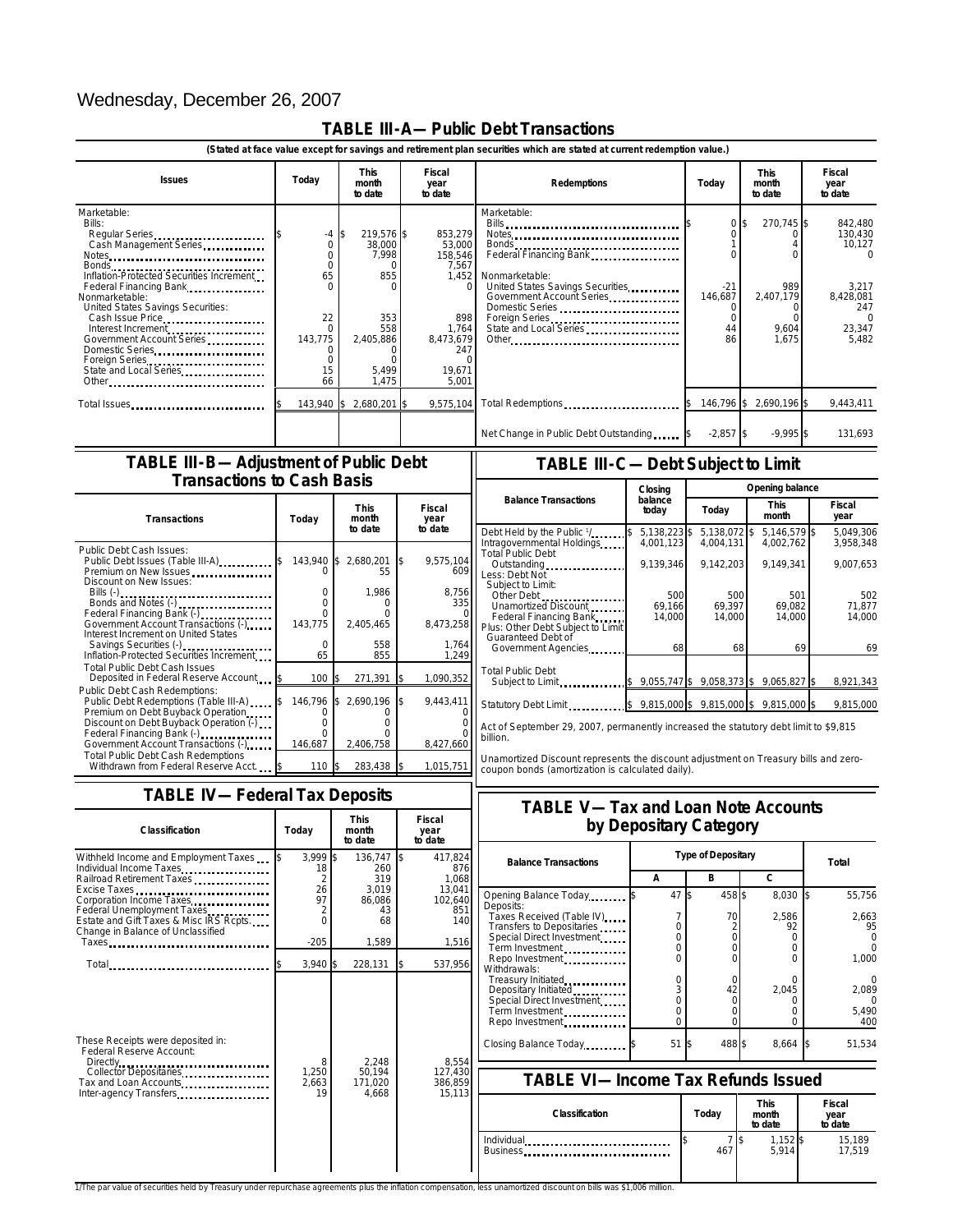Wednesday, December 26, 2007

## TABLE III-A— Public Debt Transactions

(Stated at face value except for savings and retirement plan securities which are stated at current redemption value.)

| Issues | Today | This month to date | Fiscal year to date | Redemptions | Today | This month to date | Fiscal year to date |
|---|---|---|---|---|---|---|---|
| Marketable: | | | | Marketable: | | | |
| Bills: | | | | Bills | $ 0 | $ 270,745 | $ 842,480 |
| Regular Series | $ -4 | $ 219,576 | $ 853,279 | Notes | 0 | 0 | 130,430 |
| Cash Management Series | 0 | 38,000 | 53,000 | Bonds | 1 | 4 | 10,127 |
| Notes | 0 | 7,998 | 158,546 | Federal Financing Bank | 0 | 0 | 0 |
| Bonds | 0 | 0 | 7,567 | | | | |
| Inflation-Protected Securities Increment | 65 | 855 | 1,452 | Nonmarketable: | | | |
| Federal Financing Bank | 0 | 0 | 0 | United States Savings Securities | -21 | 989 | 3,217 |
| Nonmarketable: | | | | Government Account Series | 146,687 | 2,407,179 | 8,428,081 |
| United States Savings Securities: | | | | Domestic Series | 0 | 0 | 247 |
| Cash Issue Price | 22 | 353 | 898 | Foreign Series | 0 | 0 | 0 |
| Interest Increment | 0 | 558 | 1,764 | State and Local Series | 44 | 9,604 | 23,347 |
| Government Account Series | 143,775 | 2,405,886 | 8,473,679 | Other | 86 | 1,675 | 5,482 |
| Domestic Series | 0 | 0 | 247 | | | | |
| Foreign Series | 0 | 0 | 0 | | | | |
| State and Local Series | 15 | 5,499 | 19,671 | | | | |
| Other | 66 | 1,475 | 5,001 | | | | |
| Total Issues | $ 143,940 | $ 2,680,201 | $ 9,575,104 | Total Redemptions | $ 146,796 | $ 2,690,196 | $ 9,443,411 |
| | | | | Net Change in Public Debt Outstanding | $ -2,857 | $ -9,995 | $ 131,693 |

## TABLE III-B— Adjustment of Public Debt Transactions to Cash Basis

| Transactions | Today | This month to date | Fiscal year to date |
|---|---|---|---|
| Public Debt Cash Issues: | | | |
| Public Debt Issues (Table III-A) | $ 143,940 | $ 2,680,201 | $ 9,575,104 |
| Premium on New Issues | 0 | 55 | 609 |
| Discount on New Issues: | | | |
| Bills (-) | 0 | 1,986 | 8,756 |
| Bonds and Notes (-) | 0 | 0 | 335 |
| Federal Financing Bank (-) | 0 | 0 | 0 |
| Government Account Transactions (-) | 143,775 | 2,405,465 | 8,473,258 |
| Interest Increment on United States Savings Securities (-) | 0 | 558 | 1,764 |
| Inflation-Protected Securities Increment | 65 | 855 | 1,249 |
| Total Public Debt Cash Issues Deposited in Federal Reserve Account | $ 100 | $ 271,391 | $ 1,090,352 |
| Public Debt Cash Redemptions: | | | |
| Public Debt Redemptions (Table III-A) | $ 146,796 | $ 2,690,196 | $ 9,443,411 |
| Premium on Debt Buyback Operation | 0 | 0 | 0 |
| Discount on Debt Buyback Operation (-) | 0 | 0 | 0 |
| Federal Financing Bank (-) | 0 | 0 | 0 |
| Government Account Transactions (-) | 146,687 | 2,406,758 | 8,427,660 |
| Total Public Debt Cash Redemptions Withdrawn from Federal Reserve Acct. | $ 110 | $ 283,438 | $ 1,015,751 |

## TABLE III-C— Debt Subject to Limit

| Balance Transactions | Closing balance today | Opening balance Today | Opening balance This month | Opening balance Fiscal year |
|---|---|---|---|---|
| Debt Held by the Public [1] | $ 5,138,223 | $ 5,138,072 | $ 5,146,579 | $ 5,049,306 |
| Intragovernmental Holdings | 4,001,123 | 4,004,131 | 4,002,762 | 3,958,348 |
| Total Public Debt Outstanding | 9,139,346 | 9,142,203 | 9,149,341 | 9,007,653 |
| Less: Debt Not Subject to Limit: | | | | |
| Other Debt | 500 | 500 | 501 | 502 |
| Unamortized Discount | 69,166 | 69,397 | 69,082 | 71,877 |
| Federal Financing Bank | 14,000 | 14,000 | 14,000 | 14,000 |
| Plus: Other Debt Subject to Limit Guaranteed Debt of Government Agencies | 68 | 68 | 69 | 69 |
| Total Public Debt Subject to Limit | $ 9,055,747 | $ 9,058,373 | $ 9,065,827 | $ 8,921,343 |
| Statutory Debt Limit | $ 9,815,000 | $ 9,815,000 | $ 9,815,000 | $ 9,815,000 |

Act of September 29, 2007, permanently increased the statutory debt limit to $9,815 billion.

Unamortized Discount represents the discount adjustment on Treasury bills and zero-coupon bonds (amortization is calculated daily).

## TABLE IV— Federal Tax Deposits

| Classification | Today | This month to date | Fiscal year to date |
|---|---|---|---|
| Withheld Income and Employment Taxes | $ 3,999 | $ 136,747 | $ 417,824 |
| Individual Income Taxes | 18 | 260 | 876 |
| Railroad Retirement Taxes | 2 | 319 | 1,068 |
| Excise Taxes | 26 | 3,019 | 13,041 |
| Corporation Income Taxes | 97 | 86,086 | 102,640 |
| Federal Unemployment Taxes | 2 | 43 | 851 |
| Estate and Gift Taxes & Misc IRS Rcpts. | 0 | 68 | 140 |
| Change in Balance of Unclassified Taxes | -205 | 1,589 | 1,516 |
| Total | $ 3,940 | $ 228,131 | $ 537,956 |
| These Receipts were deposited in: | | | |
| Federal Reserve Account: | | | |
| Directly | 8 | 2,248 | 8,554 |
| Collector Depositaries | 1,250 | 50,194 | 127,430 |
| Tax and Loan Accounts | 2,663 | 171,020 | 386,859 |
| Inter-agency Transfers | 19 | 4,668 | 15,113 |

## TABLE V— Tax and Loan Note Accounts by Depositary Category

| Balance Transactions | Type of Depositary A | Type of Depositary B | Type of Depositary C | Total |
|---|---|---|---|---|
| Opening Balance Today | $ 47 | $ 458 | $ 8,030 | $ 55,756 |
| Deposits: | | | | |
| Taxes Received (Table IV) | 7 | 70 | 2,586 | 2,663 |
| Transfers to Depositaries | 0 | 2 | 92 | 95 |
| Special Direct Investment | 0 | 0 | 0 | 0 |
| Term Investment | 0 | 0 | 0 | 0 |
| Repo Investment | 0 | 0 | 0 | 1,000 |
| Withdrawals: | | | | |
| Treasury Initiated | 0 | 0 | 0 | 0 |
| Depositary Initiated | 3 | 42 | 2,045 | 2,089 |
| Special Direct Investment | 0 | 0 | 0 | 0 |
| Term Investment | 0 | 0 | 0 | 5,490 |
| Repo Investment | 0 | 0 | 0 | 400 |
| Closing Balance Today | $ 51 | $ 488 | $ 8,664 | $ 51,534 |

## TABLE VI— Income Tax Refunds Issued

| Classification | Today | This month to date | Fiscal year to date |
|---|---|---|---|
| Individual | $ 7 | $ 1,152 | $ 15,189 |
| Business | 467 | 5,914 | 17,519 |

1/The par value of securities held by Treasury under repurchase agreements plus the inflation compensation, less unamortized discount on bills was $1,006 million.